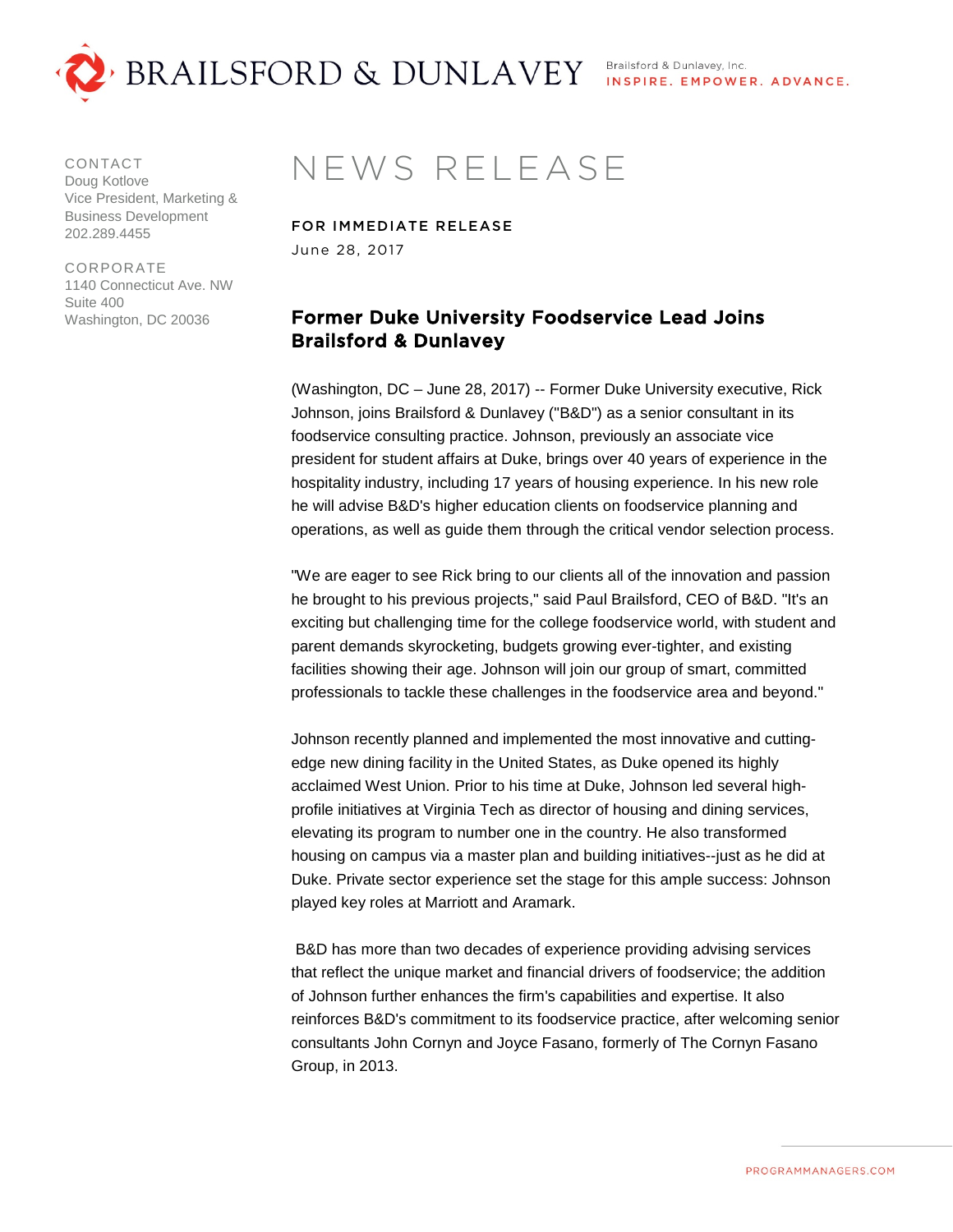BRAILSFORD & DUNLAVEY

Brailsford & Dunlavey, Inc.
INSPIRE. EMPOWER. ADVANCE.

CONTACT
Doug Kotlove
Vice President, Marketing & Business Development
202.289.4455

CORPORATE
1140 Connecticut Ave. NW
Suite 400
Washington, DC 20036

# NEWS RELEASE

**FOR IMMEDIATE RELEASE**
June 28, 2017

## Former Duke University Foodservice Lead Joins Brailsford & Dunlavey

(Washington, DC – June 28, 2017) -- Former Duke University executive, Rick Johnson, joins Brailsford & Dunlavey ("B&D") as a senior consultant in its foodservice consulting practice. Johnson, previously an associate vice president for student affairs at Duke, brings over 40 years of experience in the hospitality industry, including 17 years of housing experience. In his new role he will advise B&D's higher education clients on foodservice planning and operations, as well as guide them through the critical vendor selection process.

"We are eager to see Rick bring to our clients all of the innovation and passion he brought to his previous projects," said Paul Brailsford, CEO of B&D. "It's an exciting but challenging time for the college foodservice world, with student and parent demands skyrocketing, budgets growing ever-tighter, and existing facilities showing their age. Johnson will join our group of smart, committed professionals to tackle these challenges in the foodservice area and beyond."

Johnson recently planned and implemented the most innovative and cutting-edge new dining facility in the United States, as Duke opened its highly acclaimed West Union. Prior to his time at Duke, Johnson led several high-profile initiatives at Virginia Tech as director of housing and dining services, elevating its program to number one in the country. He also transformed housing on campus via a master plan and building initiatives--just as he did at Duke. Private sector experience set the stage for this ample success: Johnson played key roles at Marriott and Aramark.

B&D has more than two decades of experience providing advising services that reflect the unique market and financial drivers of foodservice; the addition of Johnson further enhances the firm's capabilities and expertise. It also reinforces B&D's commitment to its foodservice practice, after welcoming senior consultants John Cornyn and Joyce Fasano, formerly of The Cornyn Fasano Group, in 2013.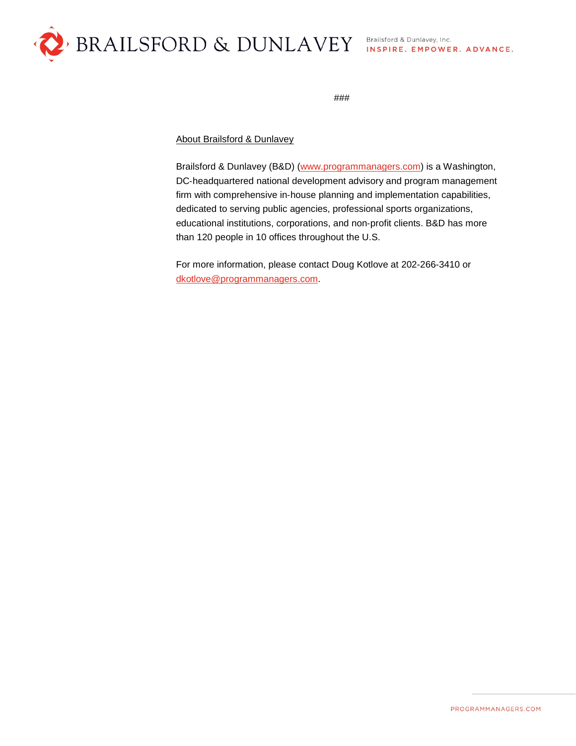###

About Brailsford & Dunlavey

Brailsford & Dunlavey (B&D) (www.programmanagers.com) is a Washington, DC-headquartered national development advisory and program management firm with comprehensive in-house planning and implementation capabilities, dedicated to serving public agencies, professional sports organizations, educational institutions, corporations, and non-profit clients. B&D has more than 120 people in 10 offices throughout the U.S.

For more information, please contact Doug Kotlove at 202-266-3410 or dkotlove@programmanagers.com.